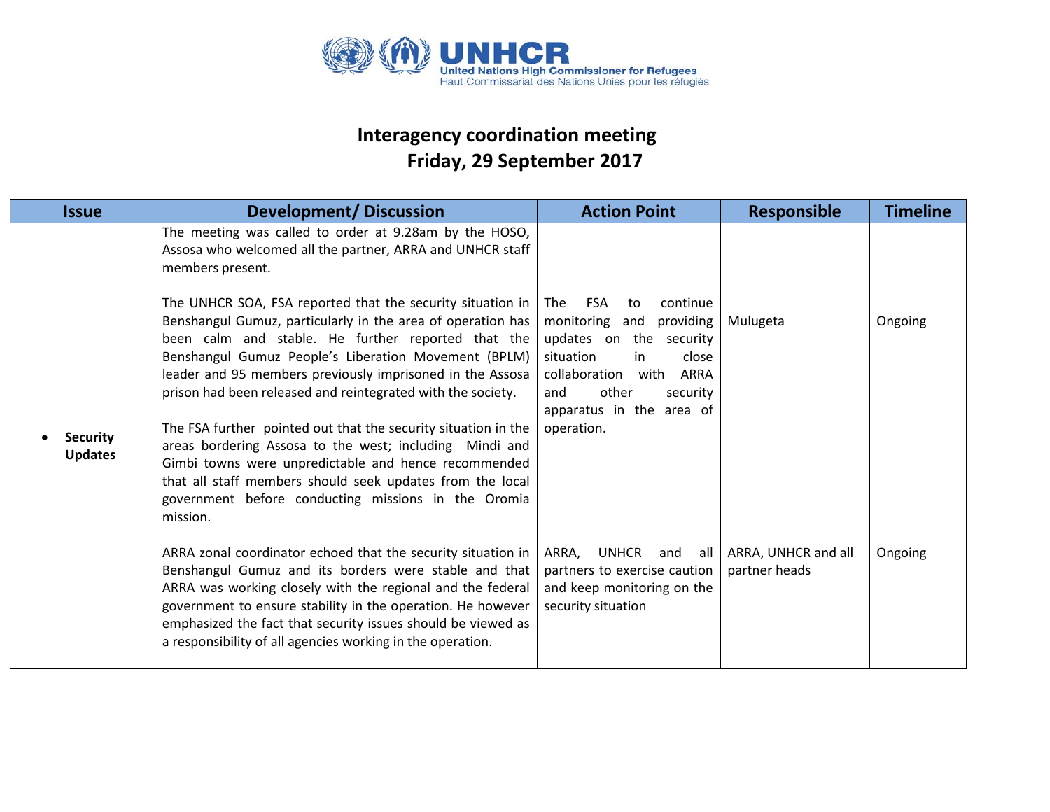UNHCR
United Nations High Commissioner for Refugees
Haut Commissariat des Nations Unies pour les réfugiés

# Interagency coordination meeting
## Friday, 29 September 2017

| Issue | Development/ Discussion | Action Point | Responsible | Timeline |
|---|---|---|---|---|
| • **Security Updates** | The meeting was called to order at 9.28am by the HOSO, Assosa who welcomed all the partner, ARRA and UNHCR staff members present.<br><br>The UNHCR SOA, FSA reported that the security situation in Benshangul Gumuz, particularly in the area of operation has been calm and stable. He further reported that the Benshangul Gumuz People's Liberation Movement (BPLM) leader and 95 members previously imprisoned in the Assosa prison had been released and reintegrated with the society.<br><br>The FSA further pointed out that the security situation in the areas bordering Assosa to the west; including Mindi and Gimbi towns were unpredictable and hence recommended that all staff members should seek updates from the local government before conducting missions in the Oromia mission. | The FSA to continue monitoring and providing updates on the security situation in close collaboration with ARRA and other security apparatus in the area of operation. | Mulugeta | Ongoing |
| | ARRA zonal coordinator echoed that the security situation in Benshangul Gumuz and its borders were stable and that ARRA was working closely with the regional and the federal government to ensure stability in the operation. He however emphasized the fact that security issues should be viewed as a responsibility of all agencies working in the operation. | ARRA, UNHCR and all partners to exercise caution and keep monitoring on the security situation | ARRA, UNHCR and all partner heads | Ongoing |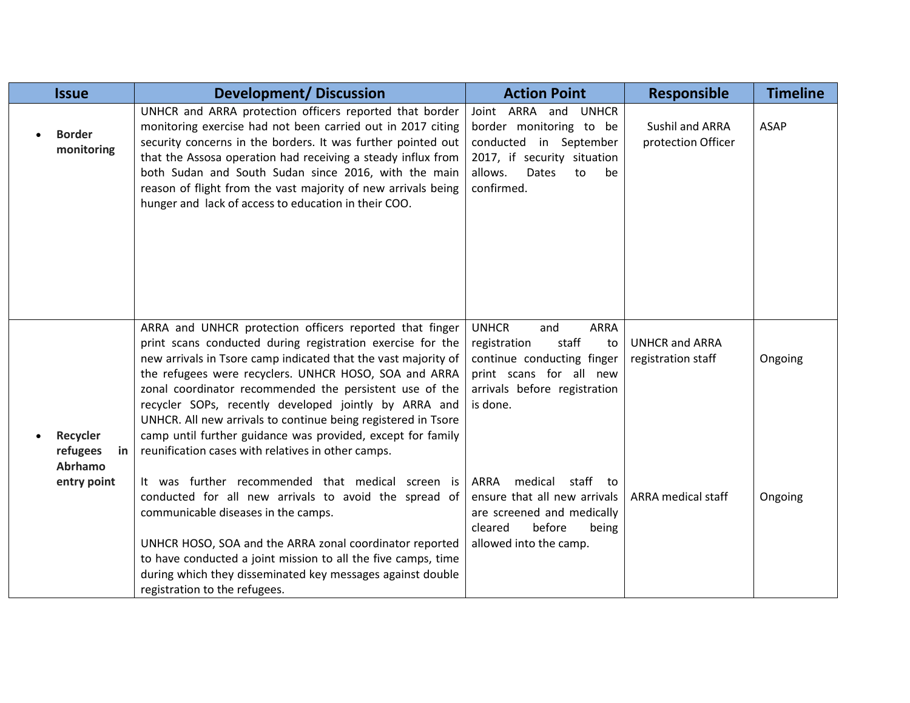| Issue | Development/ Discussion | Action Point | Responsible | Timeline |
|---|---|---|---|---|
| • **Border monitoring** | UNHCR and ARRA protection officers reported that border monitoring exercise had not been carried out in 2017 citing security concerns in the borders. It was further pointed out that the Assosa operation had receiving a steady influx from both Sudan and South Sudan since 2016, with the main reason of flight from the vast majority of new arrivals being hunger and lack of access to education in their COO. | Joint ARRA and UNHCR border monitoring to be conducted in September 2017, if security situation allows. Dates to be confirmed. | Sushil and ARRA protection Officer | ASAP |
| • **Recycler refugees in Abrhamo entry point** | ARRA and UNHCR protection officers reported that finger print scans conducted during registration exercise for the new arrivals in Tsore camp indicated that the vast majority of the refugees were recyclers. UNHCR HOSO, SOA and ARRA zonal coordinator recommended the persistent use of the recycler SOPs, recently developed jointly by ARRA and UNHCR. All new arrivals to continue being registered in Tsore camp until further guidance was provided, except for family reunification cases with relatives in other camps. | UNHCR and ARRA registration staff to continue conducting finger print scans for all new arrivals before registration is done. | UNHCR and ARRA registration staff | Ongoing |
| | It was further recommended that medical screen is conducted for all new arrivals to avoid the spread of communicable diseases in the camps.<br><br>UNHCR HOSO, SOA and the ARRA zonal coordinator reported to have conducted a joint mission to all the five camps, time during which they disseminated key messages against double registration to the refugees. | ARRA medical staff to ensure that all new arrivals are screened and medically cleared before being allowed into the camp. | ARRA medical staff | Ongoing |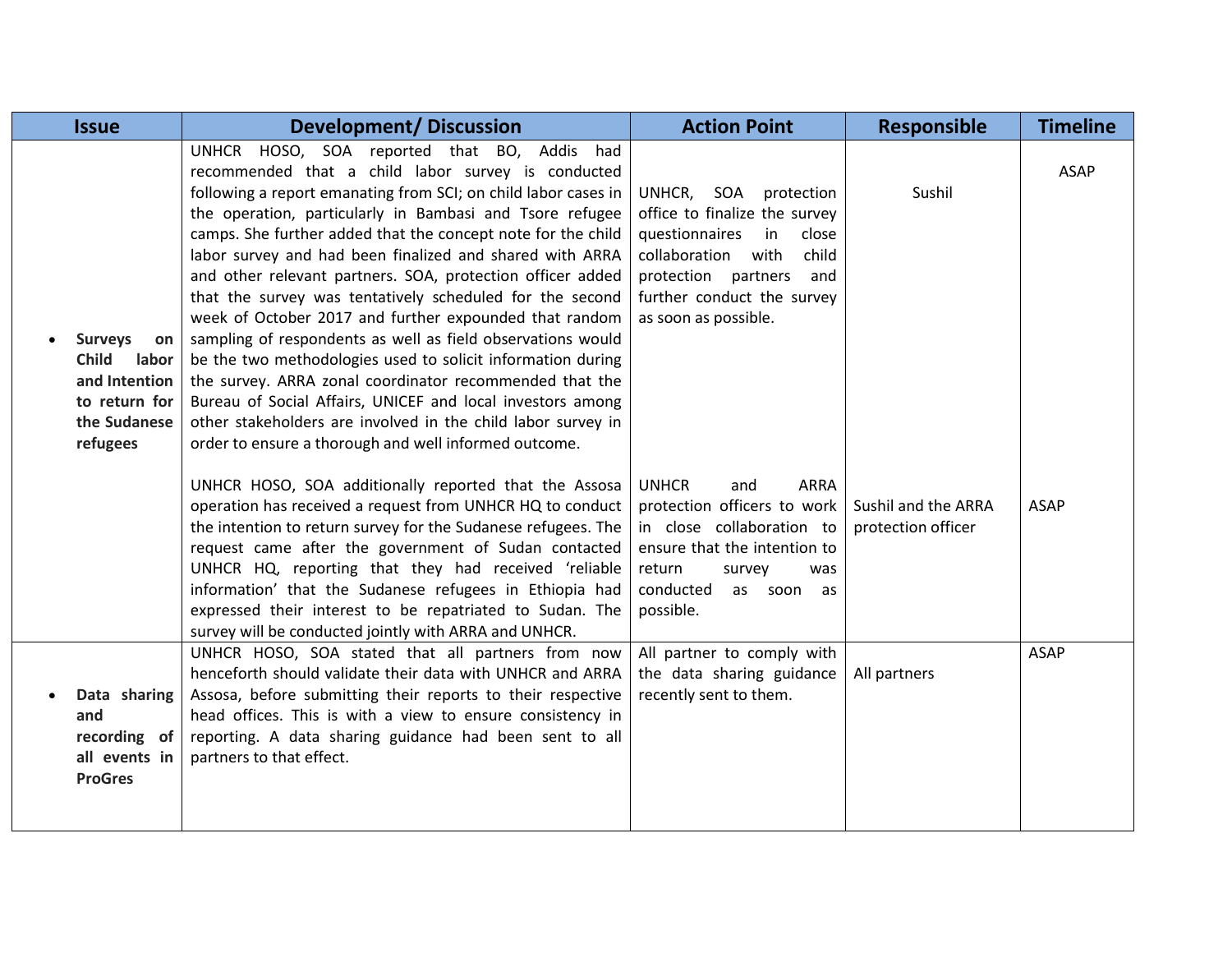| Issue | Development/ Discussion | Action Point | Responsible | Timeline |
|---|---|---|---|---|
| • **Surveys on Child labor and Intention to return for the Sudanese refugees** | UNHCR HOSO, SOA reported that BO, Addis had recommended that a child labor survey is conducted following a report emanating from SCI; on child labor cases in the operation, particularly in Bambasi and Tsore refugee camps. She further added that the concept note for the child labor survey and had been finalized and shared with ARRA and other relevant partners. SOA, protection officer added that the survey was tentatively scheduled for the second week of October 2017 and further expounded that random sampling of respondents as well as field observations would be the two methodologies used to solicit information during the survey. ARRA zonal coordinator recommended that the Bureau of Social Affairs, UNICEF and local investors among other stakeholders are involved in the child labor survey in order to ensure a thorough and well informed outcome. | UNHCR, SOA protection office to finalize the survey questionnaires in close collaboration with child protection partners and further conduct the survey as soon as possible. | Sushil | ASAP |
| | UNHCR HOSO, SOA additionally reported that the Assosa operation has received a request from UNHCR HQ to conduct the intention to return survey for the Sudanese refugees. The request came after the government of Sudan contacted UNHCR HQ, reporting that they had received 'reliable information' that the Sudanese refugees in Ethiopia had expressed their interest to be repatriated to Sudan. The survey will be conducted jointly with ARRA and UNHCR. | UNHCR and ARRA protection officers to work in close collaboration to ensure that the intention to return survey was conducted as soon as possible. | Sushil and the ARRA protection officer | ASAP |
| • **Data sharing and recording of all events in ProGres** | UNHCR HOSO, SOA stated that all partners from now henceforth should validate their data with UNHCR and ARRA Assosa, before submitting their reports to their respective head offices. This is with a view to ensure consistency in reporting. A data sharing guidance had been sent to all partners to that effect. | All partner to comply with the data sharing guidance recently sent to them. | All partners | ASAP |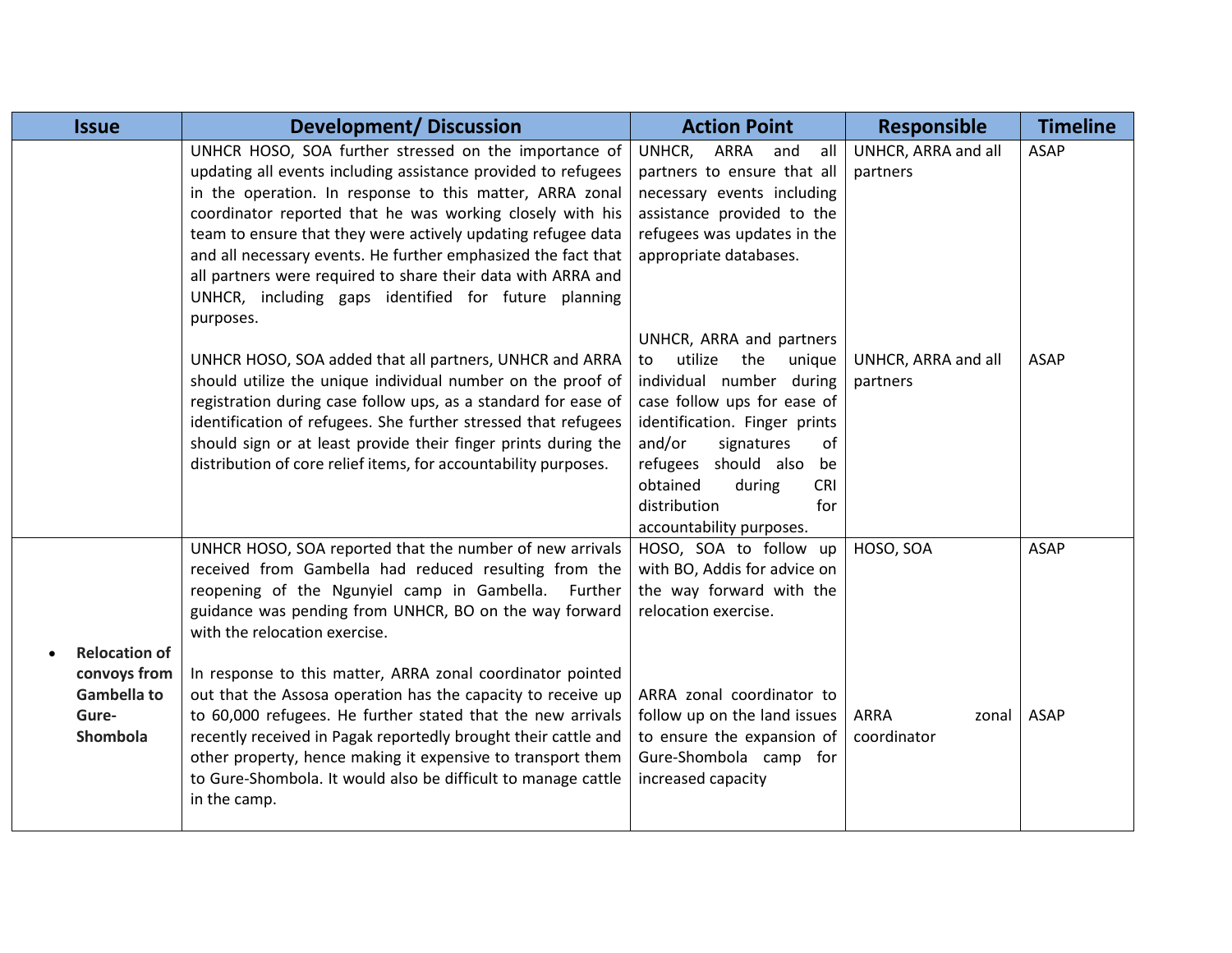| Issue | Development/ Discussion | Action Point | Responsible | Timeline |
| --- | --- | --- | --- | --- |
| | UNHCR HOSO, SOA further stressed on the importance of updating all events including assistance provided to refugees in the operation. In response to this matter, ARRA zonal coordinator reported that he was working closely with his team to ensure that they were actively updating refugee data and all necessary events. He further emphasized the fact that all partners were required to share their data with ARRA and UNHCR, including gaps identified for future planning purposes. | UNHCR, ARRA and all partners to ensure that all necessary events including assistance provided to the refugees was updates in the appropriate databases. | UNHCR, ARRA and all partners | ASAP |
| | UNHCR HOSO, SOA added that all partners, UNHCR and ARRA should utilize the unique individual number on the proof of registration during case follow ups, as a standard for ease of identification of refugees. She further stressed that refugees should sign or at least provide their finger prints during the distribution of core relief items, for accountability purposes. | UNHCR, ARRA and partners to utilize the unique individual number during case follow ups for ease of identification. Finger prints and/or signatures of refugees should also be obtained during CRI distribution for accountability purposes. | UNHCR, ARRA and all partners | ASAP |
| • **Relocation of convoys from Gambella to Gure-Shombola** | UNHCR HOSO, SOA reported that the number of new arrivals received from Gambella had reduced resulting from the reopening of the Ngunyiel camp in Gambella. Further guidance was pending from UNHCR, BO on the way forward with the relocation exercise. | HOSO, SOA to follow up with BO, Addis for advice on the way forward with the relocation exercise. | HOSO, SOA | ASAP |
| | In response to this matter, ARRA zonal coordinator pointed out that the Assosa operation has the capacity to receive up to 60,000 refugees. He further stated that the new arrivals recently received in Pagak reportedly brought their cattle and other property, hence making it expensive to transport them to Gure-Shombola. It would also be difficult to manage cattle in the camp. | ARRA zonal coordinator to follow up on the land issues to ensure the expansion of Gure-Shombola camp for increased capacity | ARRA zonal coordinator | ASAP |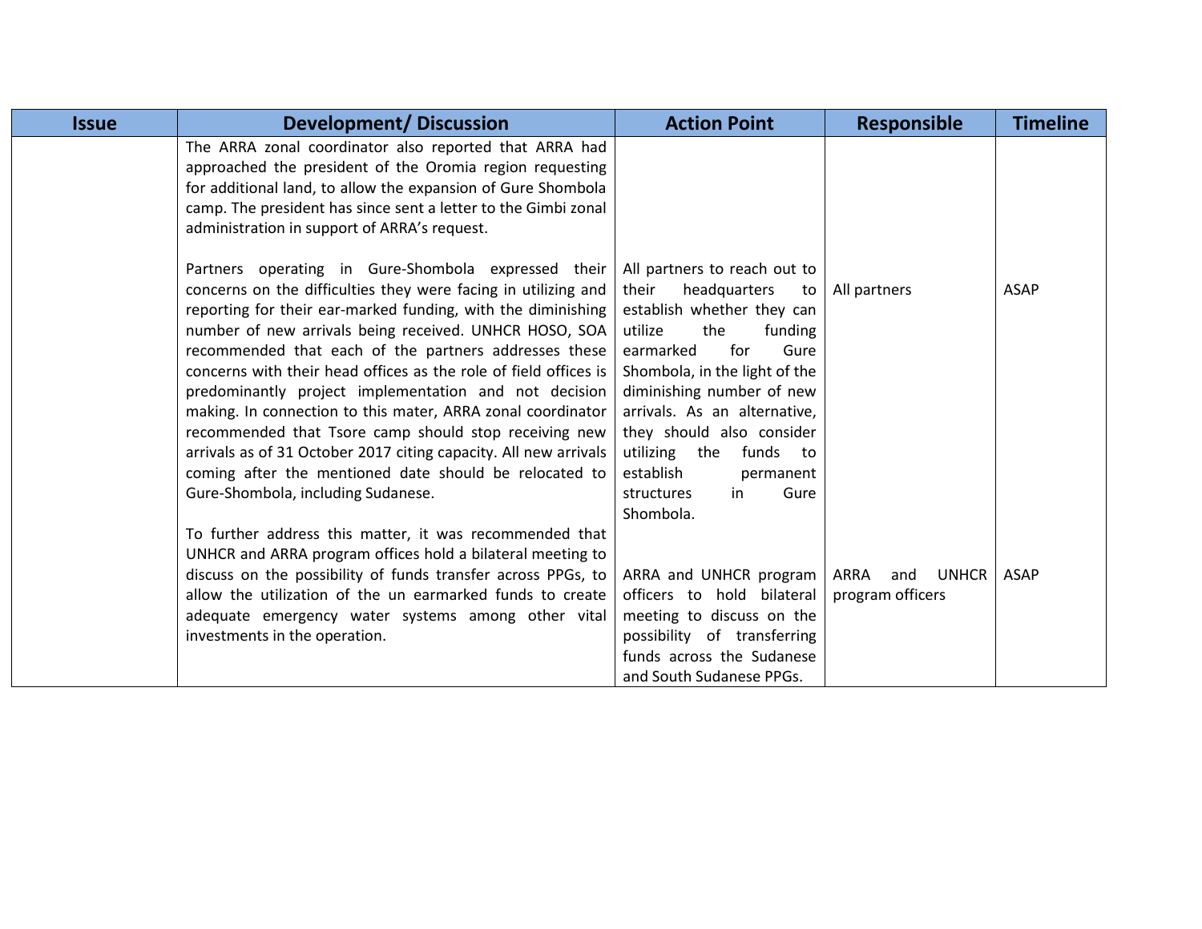| Issue | Development/ Discussion | Action Point | Responsible | Timeline |
|---|---|---|---|---|
| | The ARRA zonal coordinator also reported that ARRA had approached the president of the Oromia region requesting for additional land, to allow the expansion of Gure Shombola camp. The president has since sent a letter to the Gimbi zonal administration in support of ARRA's request. | | | |
| | Partners operating in Gure-Shombola expressed their concerns on the difficulties they were facing in utilizing and reporting for their ear-marked funding, with the diminishing number of new arrivals being received. UNHCR HOSO, SOA recommended that each of the partners addresses these concerns with their head offices as the role of field offices is predominantly project implementation and not decision making. In connection to this mater, ARRA zonal coordinator recommended that Tsore camp should stop receiving new arrivals as of 31 October 2017 citing capacity. All new arrivals coming after the mentioned date should be relocated to Gure-Shombola, including Sudanese. | All partners to reach out to their headquarters to establish whether they can utilize the funding earmarked for Gure Shombola, in the light of the diminishing number of new arrivals. As an alternative, they should also consider utilizing the funds to establish permanent structures in Gure Shombola. | All partners | ASAP |
| | To further address this matter, it was recommended that UNHCR and ARRA program offices hold a bilateral meeting to discuss on the possibility of funds transfer across PPGs, to allow the utilization of the un earmarked funds to create adequate emergency water systems among other vital investments in the operation. | ARRA and UNHCR program officers to hold bilateral meeting to discuss on the possibility of transferring funds across the Sudanese and South Sudanese PPGs. | ARRA and UNHCR program officers | ASAP |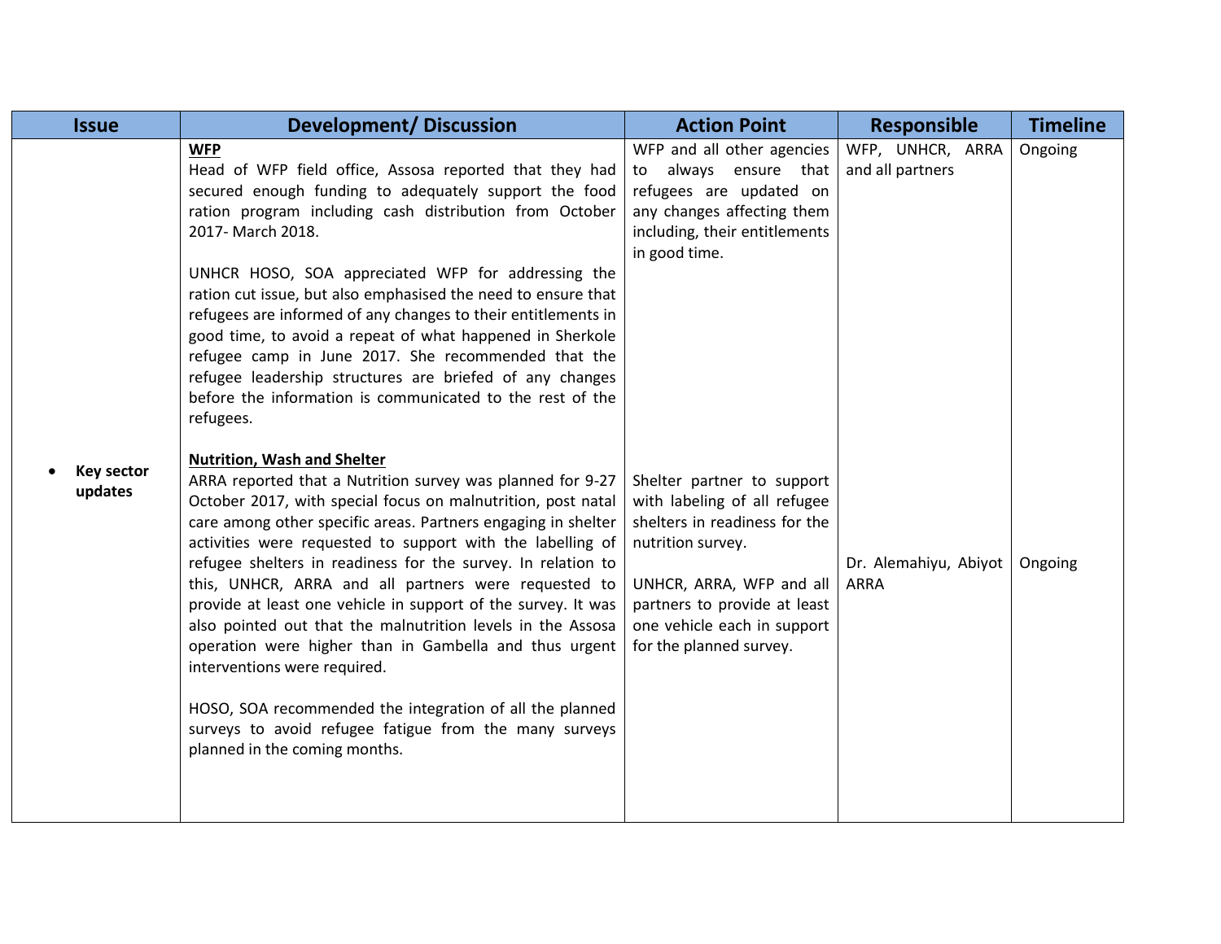| Issue | Development/ Discussion | Action Point | Responsible | Timeline |
|---|---|---|---|---|
| • **Key sector updates** | **WFP**<br>Head of WFP field office, Assosa reported that they had secured enough funding to adequately support the food ration program including cash distribution from October 2017- March 2018.<br><br>UNHCR HOSO, SOA appreciated WFP for addressing the ration cut issue, but also emphasised the need to ensure that refugees are informed of any changes to their entitlements in good time, to avoid a repeat of what happened in Sherkole refugee camp in June 2017. She recommended that the refugee leadership structures are briefed of any changes before the information is communicated to the rest of the refugees. | WFP and all other agencies to always ensure that refugees are updated on any changes affecting them including, their entitlements in good time. | WFP, UNHCR, ARRA and all partners | Ongoing |
| | **Nutrition, Wash and Shelter**<br>ARRA reported that a Nutrition survey was planned for 9-27 October 2017, with special focus on malnutrition, post natal care among other specific areas. Partners engaging in shelter activities were requested to support with the labelling of refugee shelters in readiness for the survey. In relation to this, UNHCR, ARRA and all partners were requested to provide at least one vehicle in support of the survey. It was also pointed out that the malnutrition levels in the Assosa operation were higher than in Gambella and thus urgent interventions were required.<br><br>HOSO, SOA recommended the integration of all the planned surveys to avoid refugee fatigue from the many surveys planned in the coming months. | Shelter partner to support with labeling of all refugee shelters in readiness for the nutrition survey.<br><br>UNHCR, ARRA, WFP and all partners to provide at least one vehicle each in support for the planned survey. | Dr. Alemahiyu, Abiyot ARRA | Ongoing |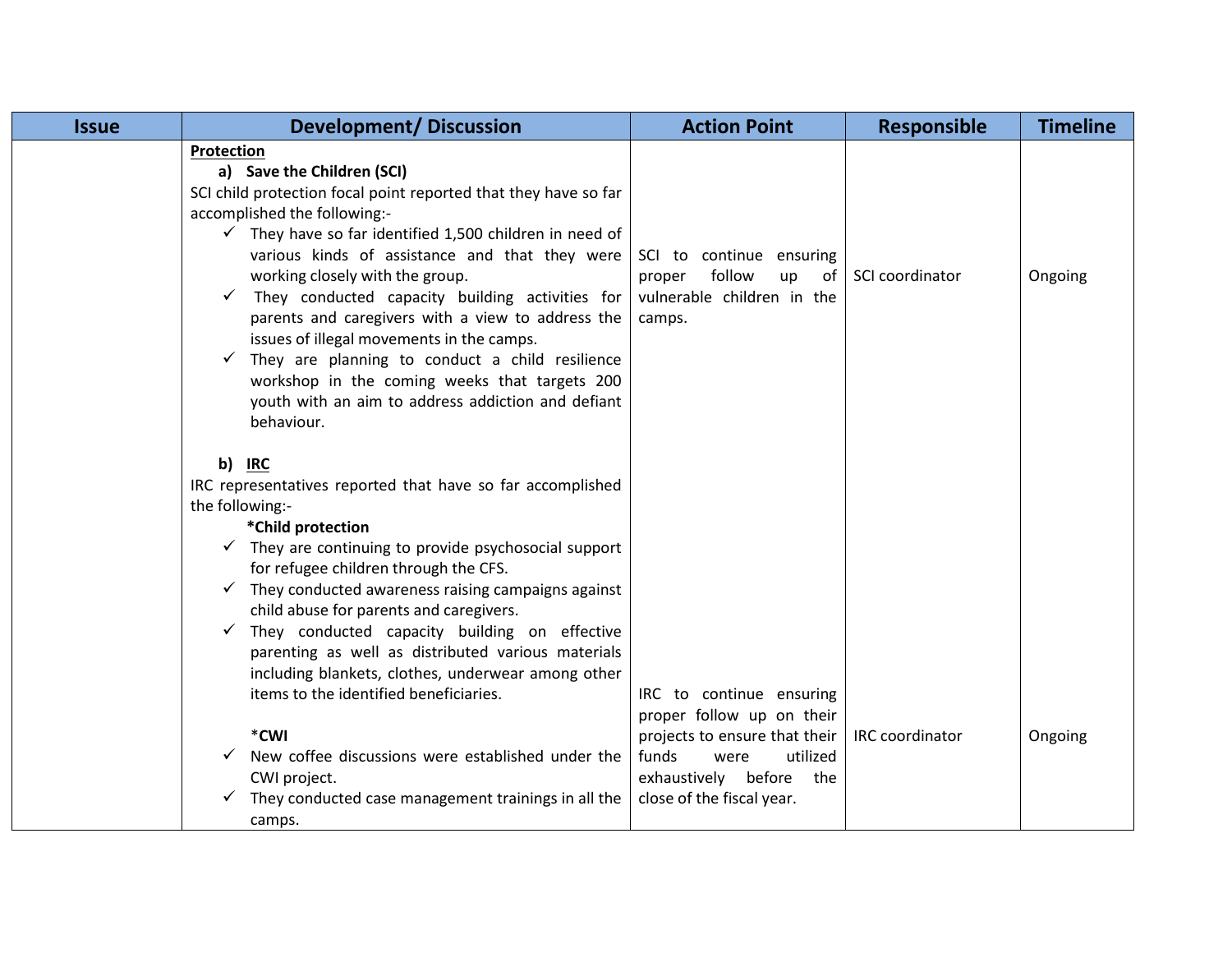| Issue | Development/ Discussion | Action Point | Responsible | Timeline |
|---|---|---|---|---|
| | **<u>Protection</u>**<br>**a) Save the Children (SCI)**<br>SCI child protection focal point reported that they have so far accomplished the following:-<br>✓ They have so far identified 1,500 children in need of various kinds of assistance and that they were working closely with the group.<br>✓ They conducted capacity building activities for parents and caregivers with a view to address the issues of illegal movements in the camps.<br>✓ They are planning to conduct a child resilience workshop in the coming weeks that targets 200 youth with an aim to address addiction and defiant behaviour. | SCI to continue ensuring proper follow up of vulnerable children in the camps. | SCI coordinator | Ongoing |
| | **b) <u>IRC</u>**<br>IRC representatives reported that have so far accomplished the following:-<br>**\*Child protection**<br>✓ They are continuing to provide psychosocial support for refugee children through the CFS.<br>✓ They conducted awareness raising campaigns against child abuse for parents and caregivers.<br>✓ They conducted capacity building on effective parenting as well as distributed various materials including blankets, clothes, underwear among other items to the identified beneficiaries.<br>*__CWI__<br>✓ New coffee discussions were established under the CWI project.<br>✓ They conducted case management trainings in all the camps. | IRC to continue ensuring proper follow up on their projects to ensure that their funds were utilized exhaustively before the close of the fiscal year. | IRC coordinator | Ongoing |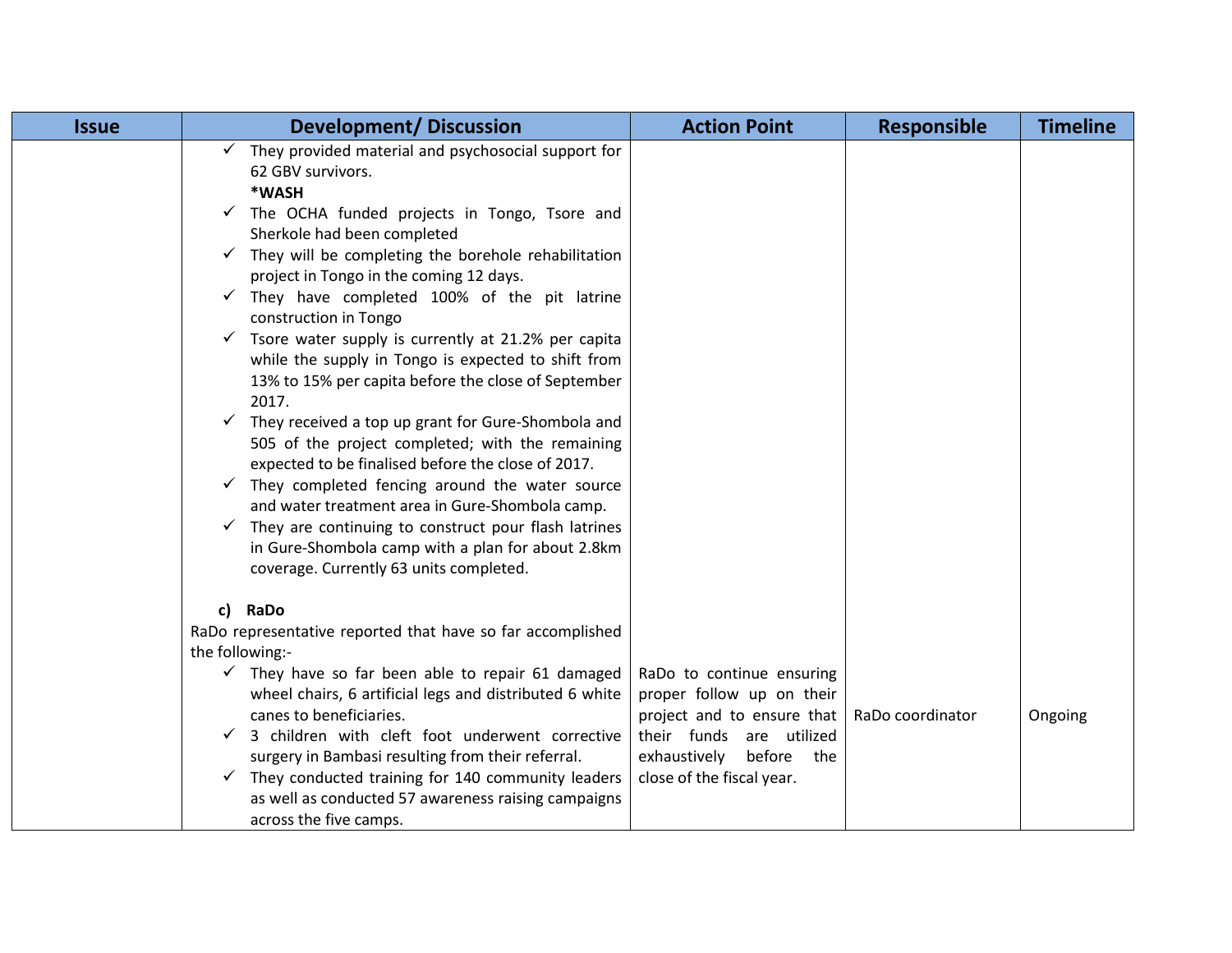| Issue | Development/ Discussion | Action Point | Responsible | Timeline |
| --- | --- | --- | --- | --- |
| | ✓ They provided material and psychosocial support for 62 GBV survivors.<br>**\*WASH**<br>✓ The OCHA funded projects in Tongo, Tsore and Sherkole had been completed<br>✓ They will be completing the borehole rehabilitation project in Tongo in the coming 12 days.<br>✓ They have completed 100% of the pit latrine construction in Tongo<br>✓ Tsore water supply is currently at 21.2% per capita while the supply in Tongo is expected to shift from 13% to 15% per capita before the close of September 2017.<br>✓ They received a top up grant for Gure-Shombola and 505 of the project completed; with the remaining expected to be finalised before the close of 2017.<br>✓ They completed fencing around the water source and water treatment area in Gure-Shombola camp.<br>✓ They are continuing to construct pour flash latrines in Gure-Shombola camp with a plan for about 2.8km coverage. Currently 63 units completed. | | | |
| | **c) RaDo**<br>RaDo representative reported that have so far accomplished the following:-<br>✓ They have so far been able to repair 61 damaged wheel chairs, 6 artificial legs and distributed 6 white canes to beneficiaries.<br>✓ 3 children with cleft foot underwent corrective surgery in Bambasi resulting from their referral.<br>✓ They conducted training for 140 community leaders as well as conducted 57 awareness raising campaigns across the five camps. | RaDo to continue ensuring proper follow up on their project and to ensure that their funds are utilized exhaustively before the close of the fiscal year. | RaDo coordinator | Ongoing |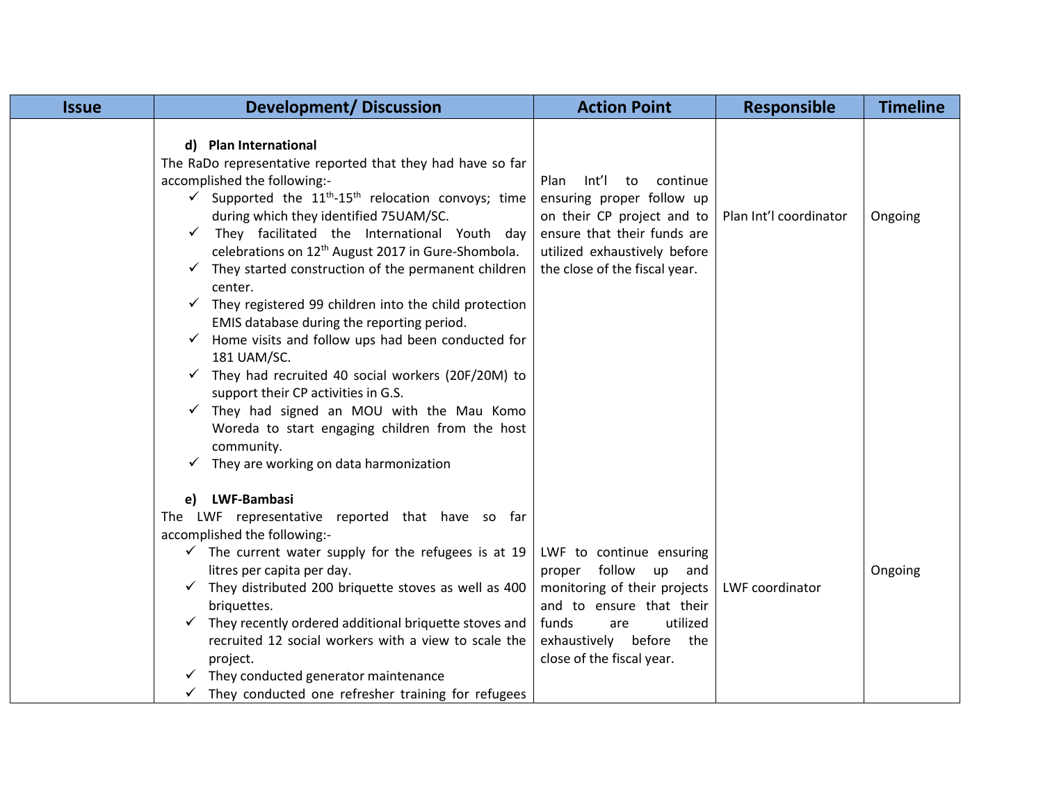| Issue | Development/ Discussion | Action Point | Responsible | Timeline |
|---|---|---|---|---|
| | **d) Plan International**<br>The RaDo representative reported that they had have so far accomplished the following:-<br>✓ Supported the 11th-15th relocation convoys; time during which they identified 75UAM/SC.<br>✓ They facilitated the International Youth day celebrations on 12th August 2017 in Gure-Shombola.<br>✓ They started construction of the permanent children center.<br>✓ They registered 99 children into the child protection EMIS database during the reporting period.<br>✓ Home visits and follow ups had been conducted for 181 UAM/SC.<br>✓ They had recruited 40 social workers (20F/20M) to support their CP activities in G.S.<br>✓ They had signed an MOU with the Mau Komo Woreda to start engaging children from the host community.<br>✓ They are working on data harmonization | Plan Int'l to continue ensuring proper follow up on their CP project and to ensure that their funds are utilized exhaustively before the close of the fiscal year. | Plan Int'l coordinator | Ongoing |
| | **e) LWF-Bambasi**<br>The LWF representative reported that have so far accomplished the following:-<br>✓ The current water supply for the refugees is at 19 litres per capita per day.<br>✓ They distributed 200 briquette stoves as well as 400 briquettes.<br>✓ They recently ordered additional briquette stoves and recruited 12 social workers with a view to scale the project.<br>✓ They conducted generator maintenance<br>✓ They conducted one refresher training for refugees | LWF to continue ensuring proper follow up and monitoring of their projects and to ensure that their funds are utilized exhaustively before the close of the fiscal year. | LWF coordinator | Ongoing |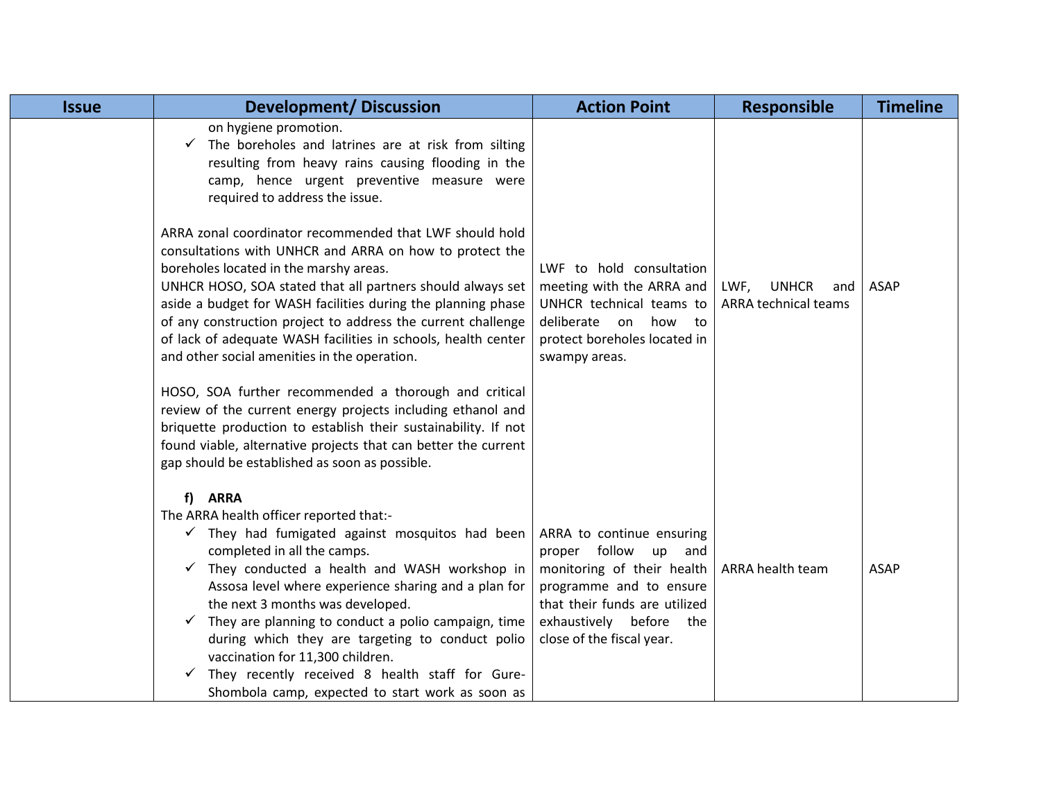| Issue | Development/ Discussion | Action Point | Responsible | Timeline |
|---|---|---|---|---|
| | on hygiene promotion.<br>✓ The boreholes and latrines are at risk from silting resulting from heavy rains causing flooding in the camp, hence urgent preventive measure were required to address the issue.<br><br>ARRA zonal coordinator recommended that LWF should hold consultations with UNHCR and ARRA on how to protect the boreholes located in the marshy areas.<br>UNHCR HOSO, SOA stated that all partners should always set aside a budget for WASH facilities during the planning phase of any construction project to address the current challenge of lack of adequate WASH facilities in schools, health center and other social amenities in the operation.<br><br>HOSO, SOA further recommended a thorough and critical review of the current energy projects including ethanol and briquette production to establish their sustainability. If not found viable, alternative projects that can better the current gap should be established as soon as possible. | LWF to hold consultation meeting with the ARRA and UNHCR technical teams to deliberate on how to protect boreholes located in swampy areas. | LWF, UNHCR and ARRA technical teams | ASAP |
| | **f) ARRA**<br>The ARRA health officer reported that:-<br>✓ They had fumigated against mosquitos had been completed in all the camps.<br>✓ They conducted a health and WASH workshop in Assosa level where experience sharing and a plan for the next 3 months was developed.<br>✓ They are planning to conduct a polio campaign, time during which they are targeting to conduct polio vaccination for 11,300 children.<br>✓ They recently received 8 health staff for Gure-Shombola camp, expected to start work as soon as | ARRA to continue ensuring proper follow up and monitoring of their health programme and to ensure that their funds are utilized exhaustively before the close of the fiscal year. | ARRA health team | ASAP |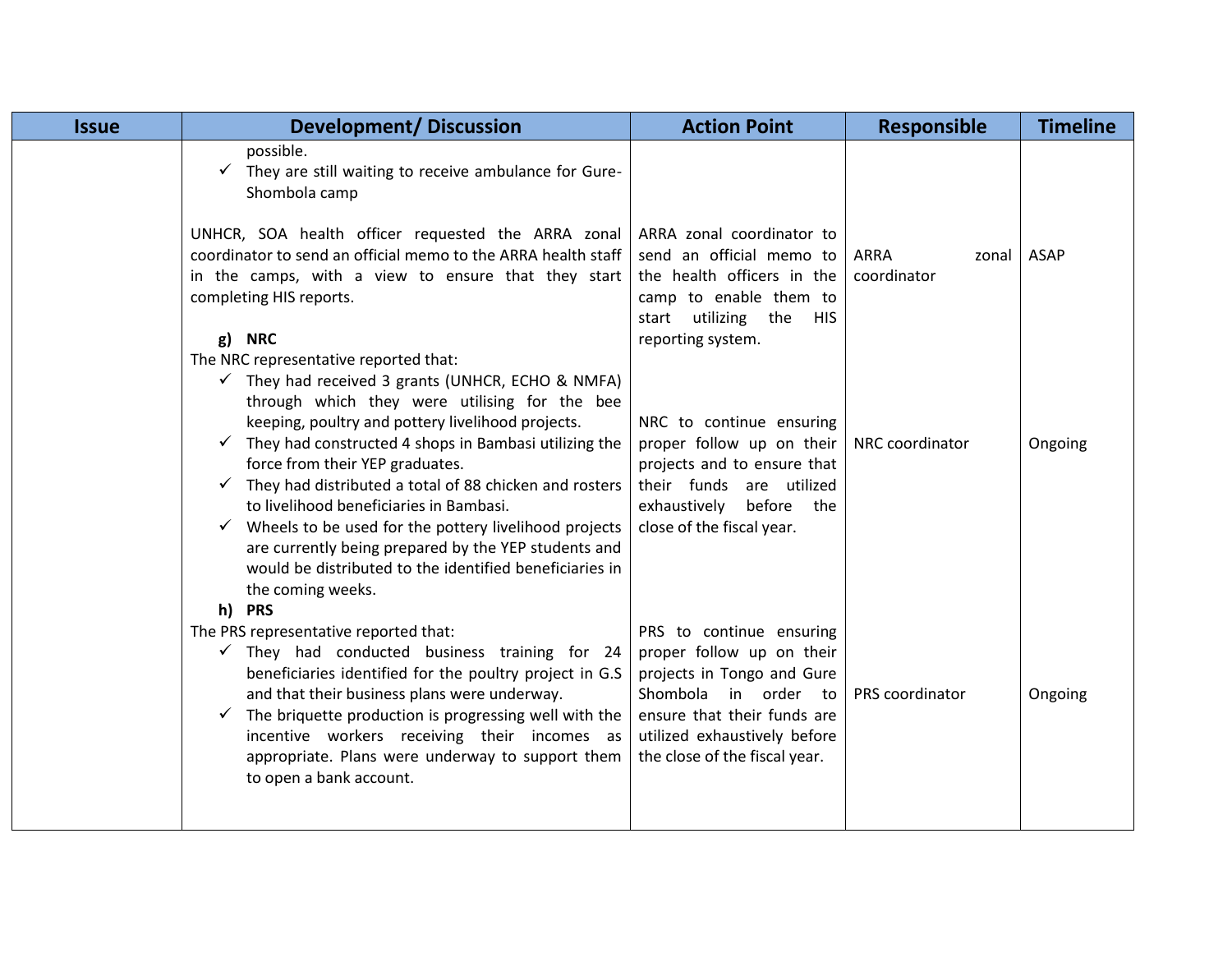| Issue | Development/ Discussion | Action Point | Responsible | Timeline |
|---|---|---|---|---|
| | possible.<br>✓ They are still waiting to receive ambulance for Gure-Shombola camp<br><br>UNHCR, SOA health officer requested the ARRA zonal coordinator to send an official memo to the ARRA health staff in the camps, with a view to ensure that they start completing HIS reports. | ARRA zonal coordinator to send an official memo to the health officers in the camp to enable them to start utilizing the HIS reporting system. | ARRA zonal coordinator | ASAP |
| | **g) NRC**<br>The NRC representative reported that:<br>✓ They had received 3 grants (UNHCR, ECHO & NMFA) through which they were utilising for the bee keeping, poultry and pottery livelihood projects.<br>✓ They had constructed 4 shops in Bambasi utilizing the force from their YEP graduates.<br>✓ They had distributed a total of 88 chicken and rosters to livelihood beneficiaries in Bambasi.<br>✓ Wheels to be used for the pottery livelihood projects are currently being prepared by the YEP students and would be distributed to the identified beneficiaries in the coming weeks. | NRC to continue ensuring proper follow up on their projects and to ensure that their funds are utilized exhaustively before the close of the fiscal year. | NRC coordinator | Ongoing |
| | **h) PRS**<br>The PRS representative reported that:<br>✓ They had conducted business training for 24 beneficiaries identified for the poultry project in G.S and that their business plans were underway.<br>✓ The briquette production is progressing well with the incentive workers receiving their incomes as appropriate. Plans were underway to support them to open a bank account. | PRS to continue ensuring proper follow up on their projects in Tongo and Gure Shombola in order to ensure that their funds are utilized exhaustively before the close of the fiscal year. | PRS coordinator | Ongoing |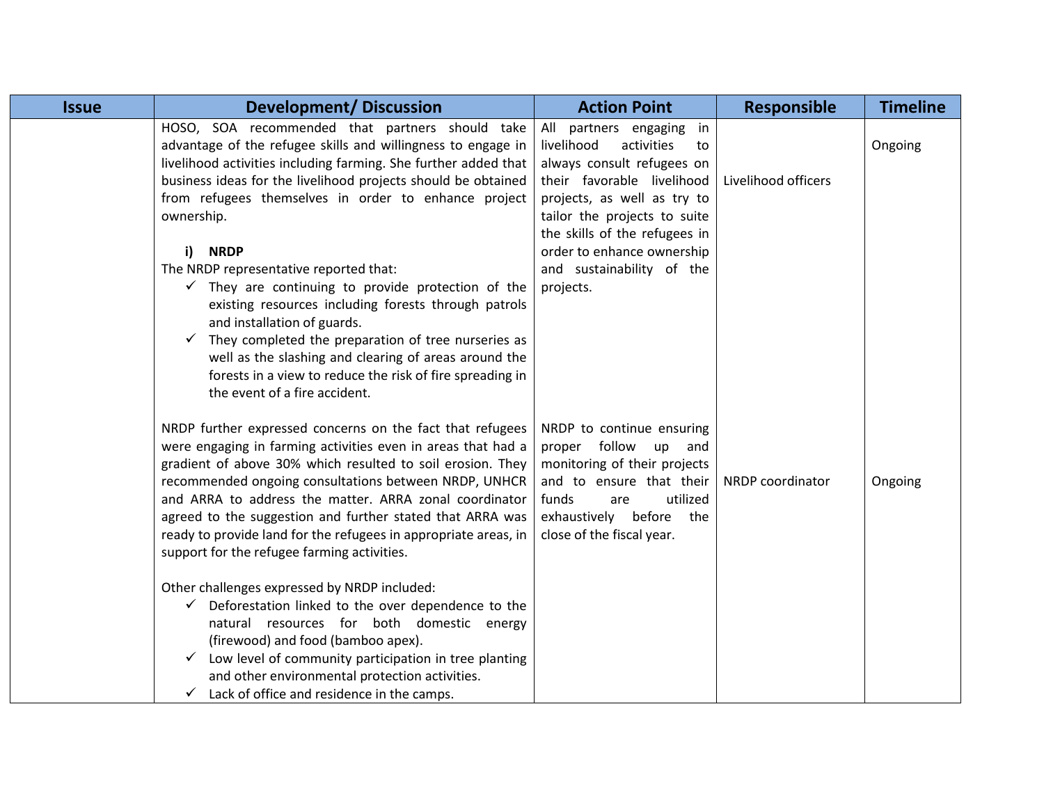| Issue | Development/ Discussion | Action Point | Responsible | Timeline |
|---|---|---|---|---|
| | HOSO, SOA recommended that partners should take advantage of the refugee skills and willingness to engage in livelihood activities including farming. She further added that business ideas for the livelihood projects should be obtained from refugees themselves in order to enhance project ownership.<br><br>**i) NRDP**<br>The NRDP representative reported that:<br>✓ They are continuing to provide protection of the existing resources including forests through patrols and installation of guards.<br>✓ They completed the preparation of tree nurseries as well as the slashing and clearing of areas around the forests in a view to reduce the risk of fire spreading in the event of a fire accident. | All partners engaging in livelihood activities to always consult refugees on their favorable livelihood projects, as well as try to tailor the projects to suite the skills of the refugees in order to enhance ownership and sustainability of the projects. | Livelihood officers | Ongoing |
| | NRDP further expressed concerns on the fact that refugees were engaging in farming activities even in areas that had a gradient of above 30% which resulted to soil erosion. They recommended ongoing consultations between NRDP, UNHCR and ARRA to address the matter. ARRA zonal coordinator agreed to the suggestion and further stated that ARRA was ready to provide land for the refugees in appropriate areas, in support for the refugee farming activities.<br><br>Other challenges expressed by NRDP included:<br>✓ Deforestation linked to the over dependence to the natural resources for both domestic energy (firewood) and food (bamboo apex).<br>✓ Low level of community participation in tree planting and other environmental protection activities.<br>✓ Lack of office and residence in the camps. | NRDP to continue ensuring proper follow up and monitoring of their projects and to ensure that their funds are utilized exhaustively before the close of the fiscal year. | NRDP coordinator | Ongoing |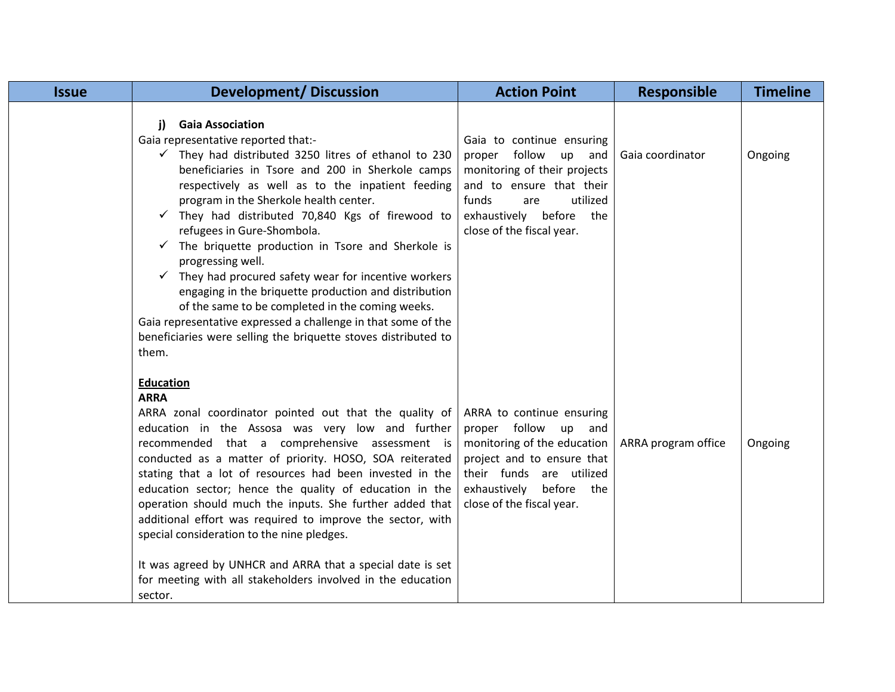| Issue | Development/ Discussion | Action Point | Responsible | Timeline |
|---|---|---|---|---|
| | **j) Gaia Association**<br>Gaia representative reported that:-<br>✓ They had distributed 3250 litres of ethanol to 230 beneficiaries in Tsore and 200 in Sherkole camps respectively as well as to the inpatient feeding program in the Sherkole health center.<br>✓ They had distributed 70,840 Kgs of firewood to refugees in Gure-Shombola.<br>✓ The briquette production in Tsore and Sherkole is progressing well.<br>✓ They had procured safety wear for incentive workers engaging in the briquette production and distribution of the same to be completed in the coming weeks.<br>Gaia representative expressed a challenge in that some of the beneficiaries were selling the briquette stoves distributed to them. | Gaia to continue ensuring proper follow up and monitoring of their projects and to ensure that their funds are utilized exhaustively before the close of the fiscal year. | Gaia coordinator | Ongoing |
| | **Education**<br>**ARRA**<br>ARRA zonal coordinator pointed out that the quality of education in the Assosa was very low and further recommended that a comprehensive assessment is conducted as a matter of priority. HOSO, SOA reiterated stating that a lot of resources had been invested in the education sector; hence the quality of education in the operation should much the inputs. She further added that additional effort was required to improve the sector, with special consideration to the nine pledges.<br><br>It was agreed by UNHCR and ARRA that a special date is set for meeting with all stakeholders involved in the education sector. | ARRA to continue ensuring proper follow up and monitoring of the education project and to ensure that their funds are utilized exhaustively before the close of the fiscal year. | ARRA program office | Ongoing |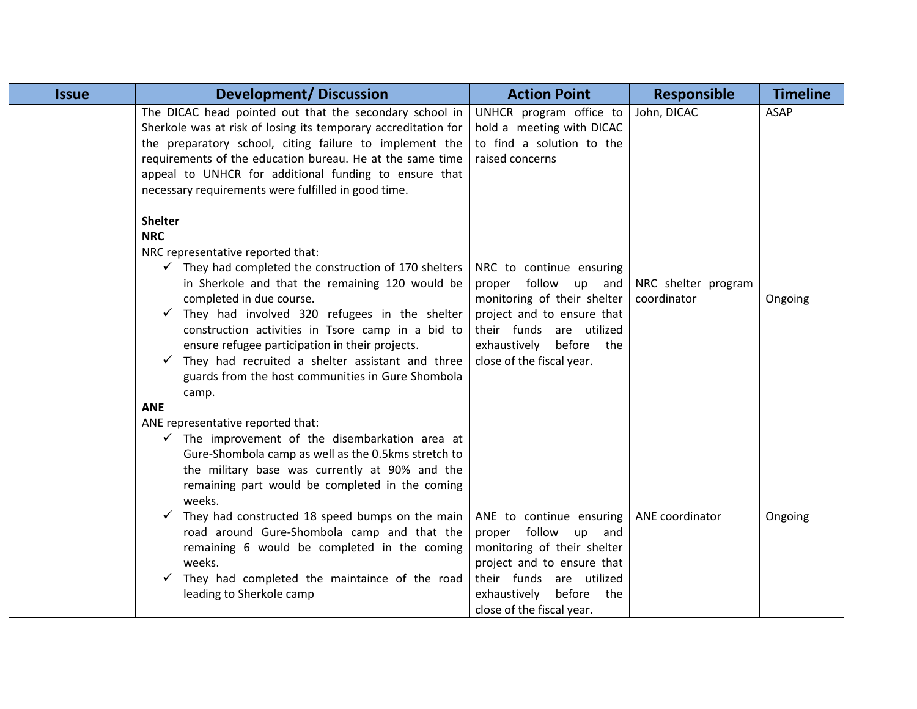| Issue | Development/ Discussion | Action Point | Responsible | Timeline |
|---|---|---|---|---|
| | The DICAC head pointed out that the secondary school in Sherkole was at risk of losing its temporary accreditation for the preparatory school, citing failure to implement the requirements of the education bureau. He at the same time appeal to UNHCR for additional funding to ensure that necessary requirements were fulfilled in good time. | UNHCR program office to hold a meeting with DICAC to find a solution to the raised concerns | John, DICAC | ASAP |
| | **<u>Shelter</u>**<br>**NRC**<br>NRC representative reported that:<br>✓ They had completed the construction of 170 shelters in Sherkole and that the remaining 120 would be completed in due course.<br>✓ They had involved 320 refugees in the shelter construction activities in Tsore camp in a bid to ensure refugee participation in their projects.<br>✓ They had recruited a shelter assistant and three guards from the host communities in Gure Shombola camp. | NRC to continue ensuring proper follow up and monitoring of their shelter project and to ensure that their funds are utilized exhaustively before the close of the fiscal year. | NRC shelter program coordinator | Ongoing |
| | **ANE**<br>ANE representative reported that:<br>✓ The improvement of the disembarkation area at Gure-Shombola camp as well as the 0.5kms stretch to the military base was currently at 90% and the remaining part would be completed in the coming weeks.<br>✓ They had constructed 18 speed bumps on the main road around Gure-Shombola camp and that the remaining 6 would be completed in the coming weeks.<br>✓ They had completed the maintaince of the road leading to Sherkole camp | ANE to continue ensuring proper follow up and monitoring of their shelter project and to ensure that their funds are utilized exhaustively before the close of the fiscal year. | ANE coordinator | Ongoing |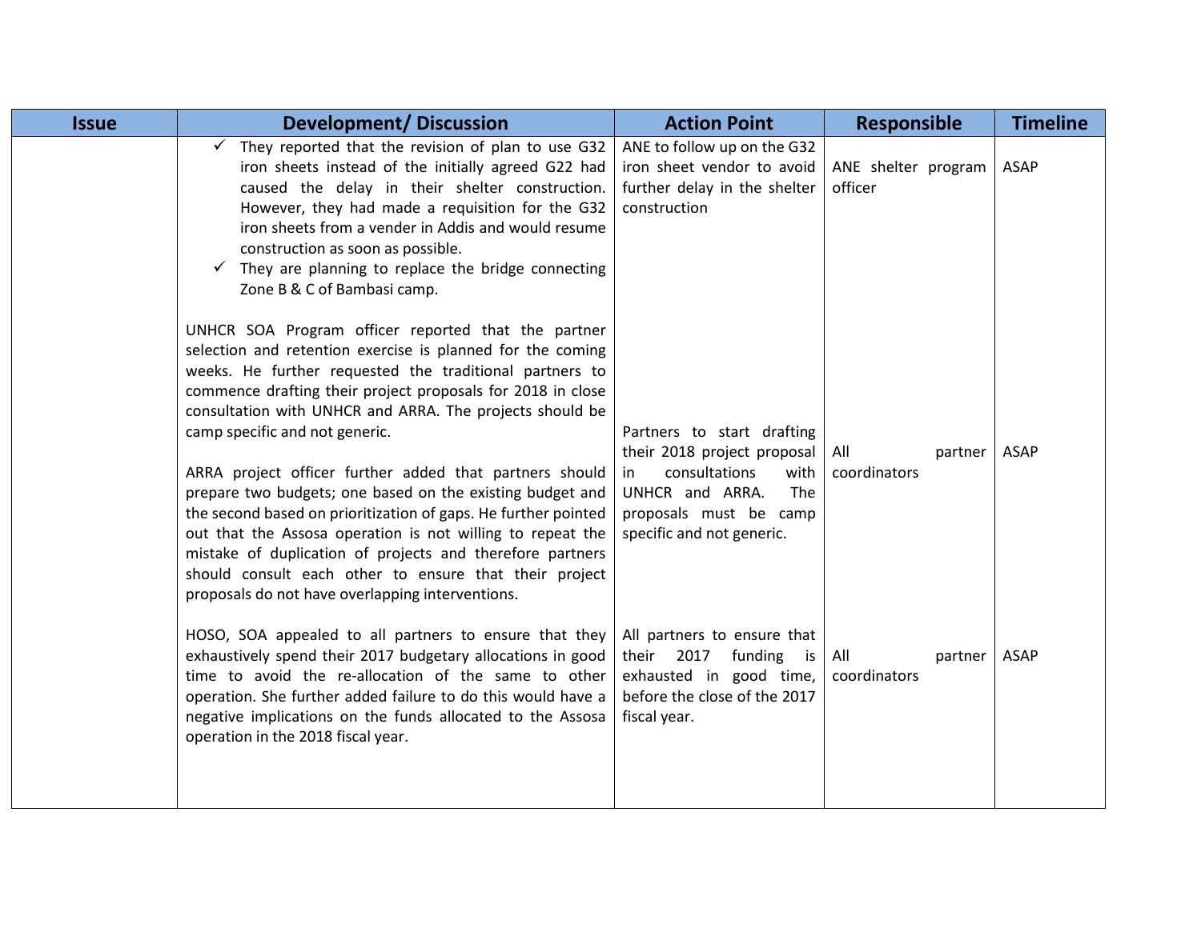| Issue | Development/ Discussion | Action Point | Responsible | Timeline |
|---|---|---|---|---|
| | ✓ They reported that the revision of plan to use G32 iron sheets instead of the initially agreed G22 had caused the delay in their shelter construction. However, they had made a requisition for the G32 iron sheets from a vender in Addis and would resume construction as soon as possible.<br>✓ They are planning to replace the bridge connecting Zone B & C of Bambasi camp. | ANE to follow up on the G32 iron sheet vendor to avoid further delay in the shelter construction | ANE shelter program officer | ASAP |
| | UNHCR SOA Program officer reported that the partner selection and retention exercise is planned for the coming weeks. He further requested the traditional partners to commence drafting their project proposals for 2018 in close consultation with UNHCR and ARRA. The projects should be camp specific and not generic.<br><br>ARRA project officer further added that partners should prepare two budgets; one based on the existing budget and the second based on prioritization of gaps. He further pointed out that the Assosa operation is not willing to repeat the mistake of duplication of projects and therefore partners should consult each other to ensure that their project proposals do not have overlapping interventions. | Partners to start drafting their 2018 project proposal in consultations with UNHCR and ARRA. The proposals must be camp specific and not generic. | All partner coordinators | ASAP |
| | HOSO, SOA appealed to all partners to ensure that they exhaustively spend their 2017 budgetary allocations in good time to avoid the re-allocation of the same to other operation. She further added failure to do this would have a negative implications on the funds allocated to the Assosa operation in the 2018 fiscal year. | All partners to ensure that their 2017 funding is exhausted in good time, before the close of the 2017 fiscal year. | All partner coordinators | ASAP |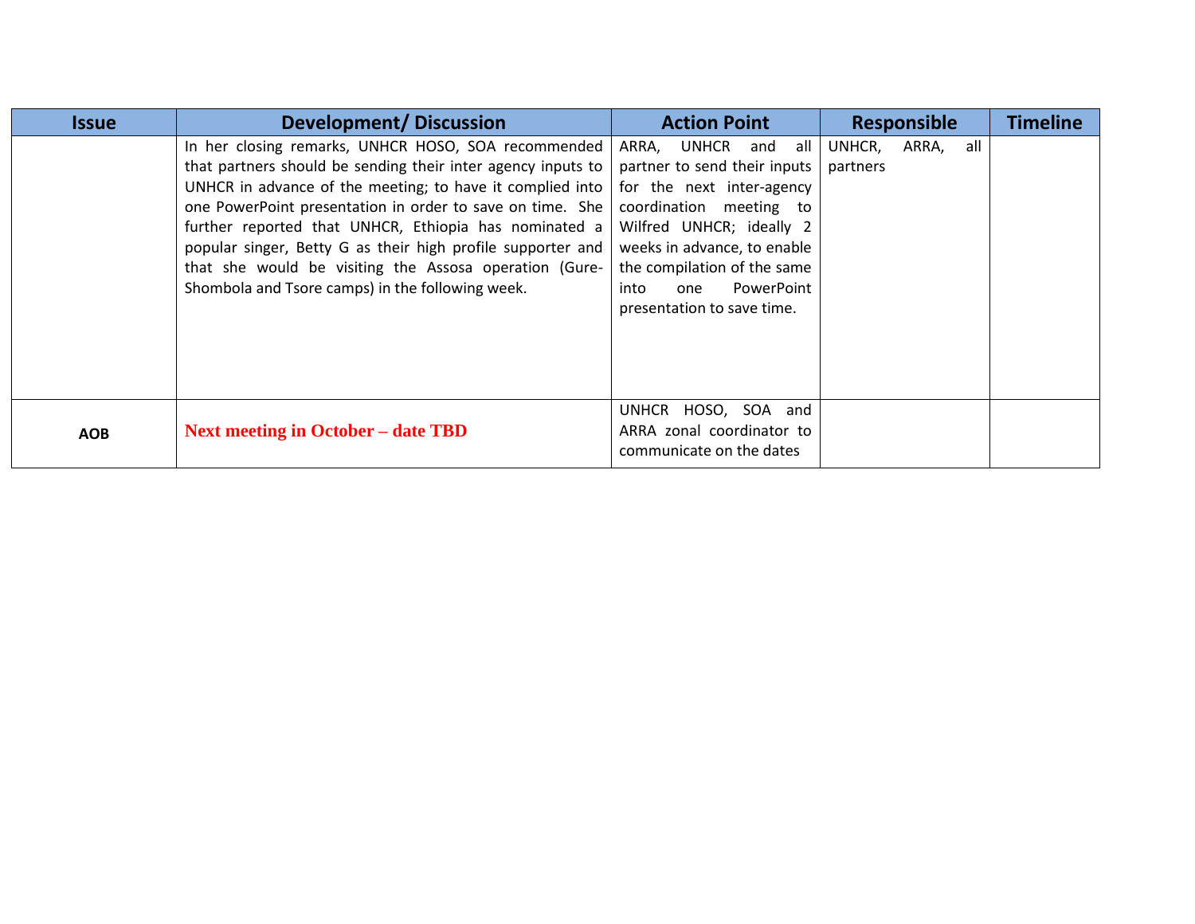| Issue | Development/ Discussion | Action Point | Responsible | Timeline |
|---|---|---|---|---|
| | In her closing remarks, UNHCR HOSO, SOA recommended that partners should be sending their inter agency inputs to UNHCR in advance of the meeting; to have it complied into one PowerPoint presentation in order to save on time. She further reported that UNHCR, Ethiopia has nominated a popular singer, Betty G as their high profile supporter and that she would be visiting the Assosa operation (Gure-Shombola and Tsore camps) in the following week. | ARRA, UNHCR and all partner to send their inputs for the next inter-agency coordination meeting to Wilfred UNHCR; ideally 2 weeks in advance, to enable the compilation of the same into one PowerPoint presentation to save time. | UNHCR, ARRA, all partners | |
| **AOB** | **Next meeting in October – date TBD** | UNHCR HOSO, SOA and ARRA zonal coordinator to communicate on the dates | | |